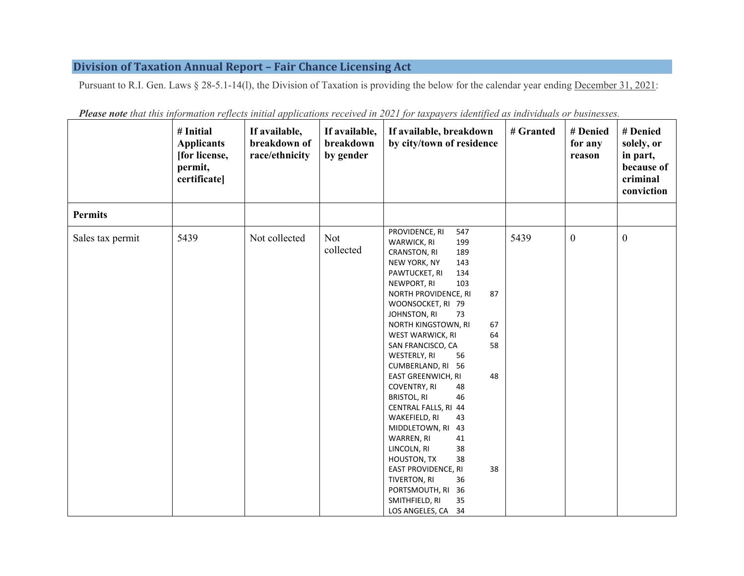## Division of Taxation Annual Report – Fair Chance Licensing Act

Pursuant to R.I. Gen. Laws § 28-5.1-14(l), the Division of Taxation is providing the below for the calendar year ending December 31, 2021:

***Please note** that this information reflects initial applications received in 2021 for taxpayers identified as individuals or businesses.*

| | # Initial Applicants [for license, permit, certificate] | If available, breakdown of race/ethnicity | If available, breakdown by gender | If available, breakdown by city/town of residence | # Granted | # Denied for any reason | # Denied solely, or in part, because of criminal conviction |
|---|---|---|---|---|---|---|---|
| **Permits** | | | | | | | |
| Sales tax permit | 5439 | Not collected | Not collected | PROVIDENCE, RI 547<br>WARWICK, RI 199<br>CRANSTON, RI 189<br>NEW YORK, NY 143<br>PAWTUCKET, RI 134<br>NEWPORT, RI 103<br>NORTH PROVIDENCE, RI 87<br>WOONSOCKET, RI 79<br>JOHNSTON, RI 73<br>NORTH KINGSTOWN, RI 67<br>WEST WARWICK, RI 64<br>SAN FRANCISCO, CA 58<br>WESTERLY, RI 56<br>CUMBERLAND, RI 56<br>EAST GREENWICH, RI 48<br>COVENTRY, RI 48<br>BRISTOL, RI 46<br>CENTRAL FALLS, RI 44<br>WAKEFIELD, RI 43<br>MIDDLETOWN, RI 43<br>WARREN, RI 41<br>LINCOLN, RI 38<br>HOUSTON, TX 38<br>EAST PROVIDENCE, RI 38<br>TIVERTON, RI 36<br>PORTSMOUTH, RI 36<br>SMITHFIELD, RI 35<br>LOS ANGELES, CA 34 | 5439 | 0 | 0 |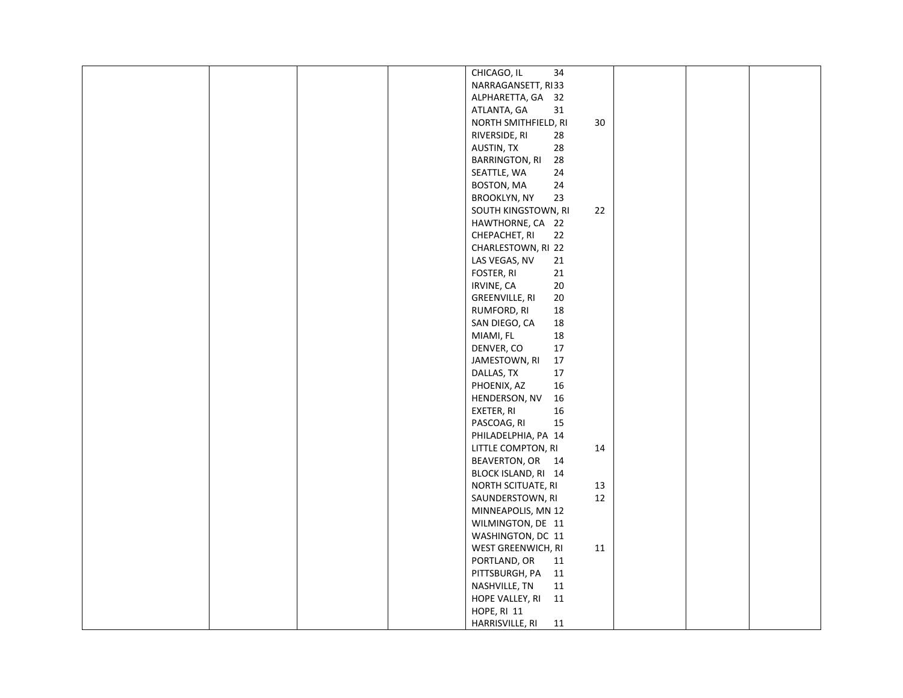|  |  |  |  | CHICAGO, IL 34<br>NARRAGANSETT, RI 33<br>ALPHARETTA, GA 32<br>ATLANTA, GA 31<br>NORTH SMITHFIELD, RI 30<br>RIVERSIDE, RI 28<br>AUSTIN, TX 28<br>BARRINGTON, RI 28<br>SEATTLE, WA 24<br>BOSTON, MA 24<br>BROOKLYN, NY 23<br>SOUTH KINGSTOWN, RI 22<br>HAWTHORNE, CA 22<br>CHEPACHET, RI 22<br>CHARLESTOWN, RI 22<br>LAS VEGAS, NV 21<br>FOSTER, RI 21<br>IRVINE, CA 20<br>GREENVILLE, RI 20<br>RUMFORD, RI 18<br>SAN DIEGO, CA 18<br>MIAMI, FL 18<br>DENVER, CO 17<br>JAMESTOWN, RI 17<br>DALLAS, TX 17<br>PHOENIX, AZ 16<br>HENDERSON, NV 16<br>EXETER, RI 16<br>PASCOAG, RI 15<br>PHILADELPHIA, PA 14<br>LITTLE COMPTON, RI 14<br>BEAVERTON, OR 14<br>BLOCK ISLAND, RI 14<br>NORTH SCITUATE, RI 13<br>SAUNDERSTOWN, RI 12<br>MINNEAPOLIS, MN 12<br>WILMINGTON, DE 11<br>WASHINGTON, DC 11<br>WEST GREENWICH, RI 11<br>PORTLAND, OR 11<br>PITTSBURGH, PA 11<br>NASHVILLE, TN 11<br>HOPE VALLEY, RI 11<br>HOPE, RI 11<br>HARRISVILLE, RI 11 |  |  |  |
|---|---|---|---|---|---|---|---|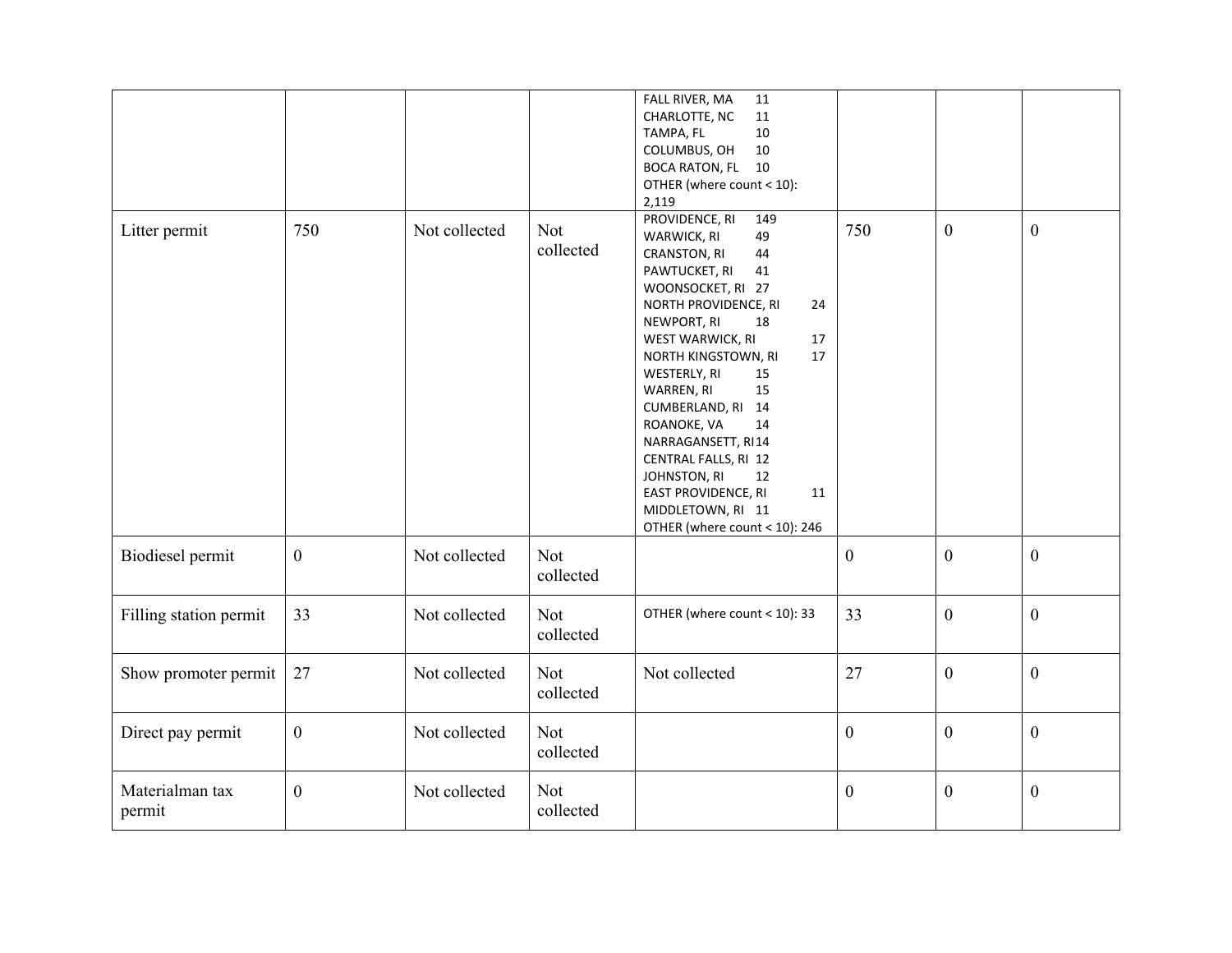| | | | | | | |
|---|---|---|---|---|---|---|
| | | | FALL RIVER, MA 11<br>CHARLOTTE, NC 11<br>TAMPA, FL 10<br>COLUMBUS, OH 10<br>BOCA RATON, FL 10<br>OTHER (where count < 10): 2,119 | | | |
| Litter permit | 750 | Not collected | Not collected | PROVIDENCE, RI 149<br>WARWICK, RI 49<br>CRANSTON, RI 44<br>PAWTUCKET, RI 41<br>WOONSOCKET, RI 27<br>NORTH PROVIDENCE, RI 24<br>NEWPORT, RI 18<br>WEST WARWICK, RI 17<br>NORTH KINGSTOWN, RI 17<br>WESTERLY, RI 15<br>WARREN, RI 15<br>CUMBERLAND, RI 14<br>ROANOKE, VA 14<br>NARRAGANSETT, RI 14<br>CENTRAL FALLS, RI 12<br>JOHNSTON, RI 12<br>EAST PROVIDENCE, RI 11<br>MIDDLETOWN, RI 11<br>OTHER (where count < 10): 246 | 750 | 0 | 0 |
| Biodiesel permit | 0 | Not collected | Not collected | | 0 | 0 | 0 |
| Filling station permit | 33 | Not collected | Not collected | OTHER (where count < 10): 33 | 33 | 0 | 0 |
| Show promoter permit | 27 | Not collected | Not collected | Not collected | 27 | 0 | 0 |
| Direct pay permit | 0 | Not collected | Not collected | | 0 | 0 | 0 |
| Materialman tax permit | 0 | Not collected | Not collected | | 0 | 0 | 0 |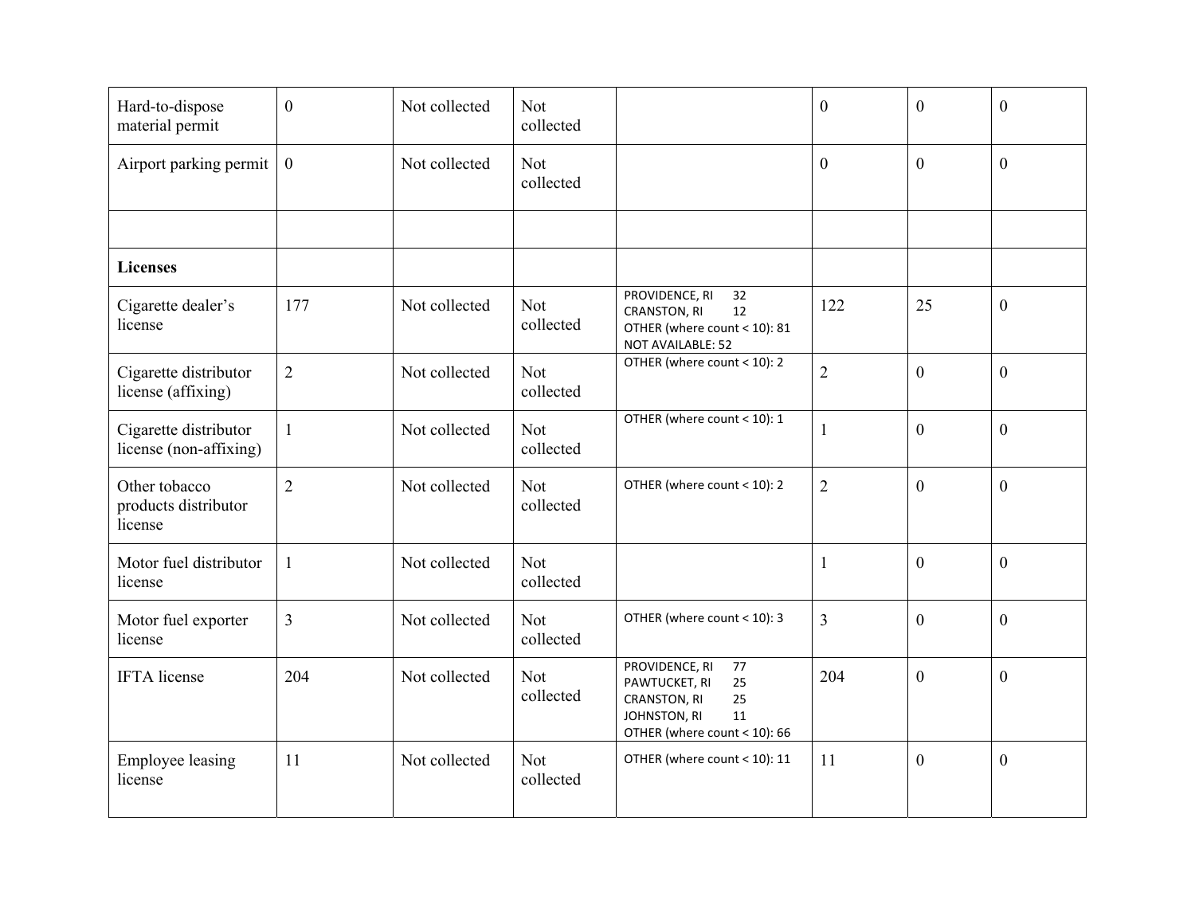| | | | | | | | |
|---|---|---|---|---|---|---|---|
| Hard-to-dispose material permit | 0 | Not collected | Not collected | | 0 | 0 | 0 |
| Airport parking permit | 0 | Not collected | Not collected | | 0 | 0 | 0 |
| | | | | | | | |
| **Licenses** | | | | | | | |
| Cigarette dealer's license | 177 | Not collected | Not collected | PROVIDENCE, RI 32<br>CRANSTON, RI 12<br>OTHER (where count < 10): 81<br>NOT AVAILABLE: 52 | 122 | 25 | 0 |
| Cigarette distributor license (affixing) | 2 | Not collected | Not collected | OTHER (where count < 10): 2 | 2 | 0 | 0 |
| Cigarette distributor license (non-affixing) | 1 | Not collected | Not collected | OTHER (where count < 10): 1 | 1 | 0 | 0 |
| Other tobacco products distributor license | 2 | Not collected | Not collected | OTHER (where count < 10): 2 | 2 | 0 | 0 |
| Motor fuel distributor license | 1 | Not collected | Not collected | | 1 | 0 | 0 |
| Motor fuel exporter license | 3 | Not collected | Not collected | OTHER (where count < 10): 3 | 3 | 0 | 0 |
| IFTA license | 204 | Not collected | Not collected | PROVIDENCE, RI 77<br>PAWTUCKET, RI 25<br>CRANSTON, RI 25<br>JOHNSTON, RI 11<br>OTHER (where count < 10): 66 | 204 | 0 | 0 |
| Employee leasing license | 11 | Not collected | Not collected | OTHER (where count < 10): 11 | 11 | 0 | 0 |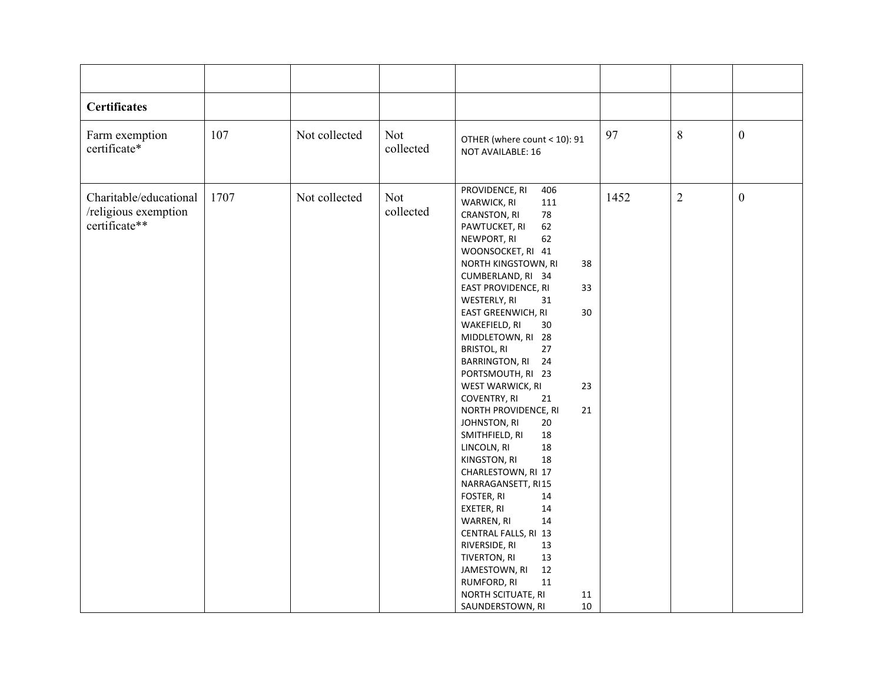| | | | | | | | |
|---|---|---|---|---|---|---|---|
| **Certificates** | | | | | | | |
| Farm exemption certificate* | 107 | Not collected | Not collected | OTHER (where count < 10): 91<br>NOT AVAILABLE: 16 | 97 | 8 | 0 |
| Charitable/educational /religious exemption certificate** | 1707 | Not collected | Not collected | PROVIDENCE, RI 406<br>WARWICK, RI 111<br>CRANSTON, RI 78<br>PAWTUCKET, RI 62<br>NEWPORT, RI 62<br>WOONSOCKET, RI 41<br>NORTH KINGSTOWN, RI 38<br>CUMBERLAND, RI 34<br>EAST PROVIDENCE, RI 33<br>WESTERLY, RI 31<br>EAST GREENWICH, RI 30<br>WAKEFIELD, RI 30<br>MIDDLETOWN, RI 28<br>BRISTOL, RI 27<br>BARRINGTON, RI 24<br>PORTSMOUTH, RI 23<br>WEST WARWICK, RI 23<br>COVENTRY, RI 21<br>NORTH PROVIDENCE, RI 21<br>JOHNSTON, RI 20<br>SMITHFIELD, RI 18<br>LINCOLN, RI 18<br>KINGSTON, RI 18<br>CHARLESTOWN, RI 17<br>NARRAGANSETT, RI 15<br>FOSTER, RI 14<br>EXETER, RI 14<br>WARREN, RI 14<br>CENTRAL FALLS, RI 13<br>RIVERSIDE, RI 13<br>TIVERTON, RI 13<br>JAMESTOWN, RI 12<br>RUMFORD, RI 11<br>NORTH SCITUATE, RI 11<br>SAUNDERSTOWN, RI 10 | 1452 | 2 | 0 |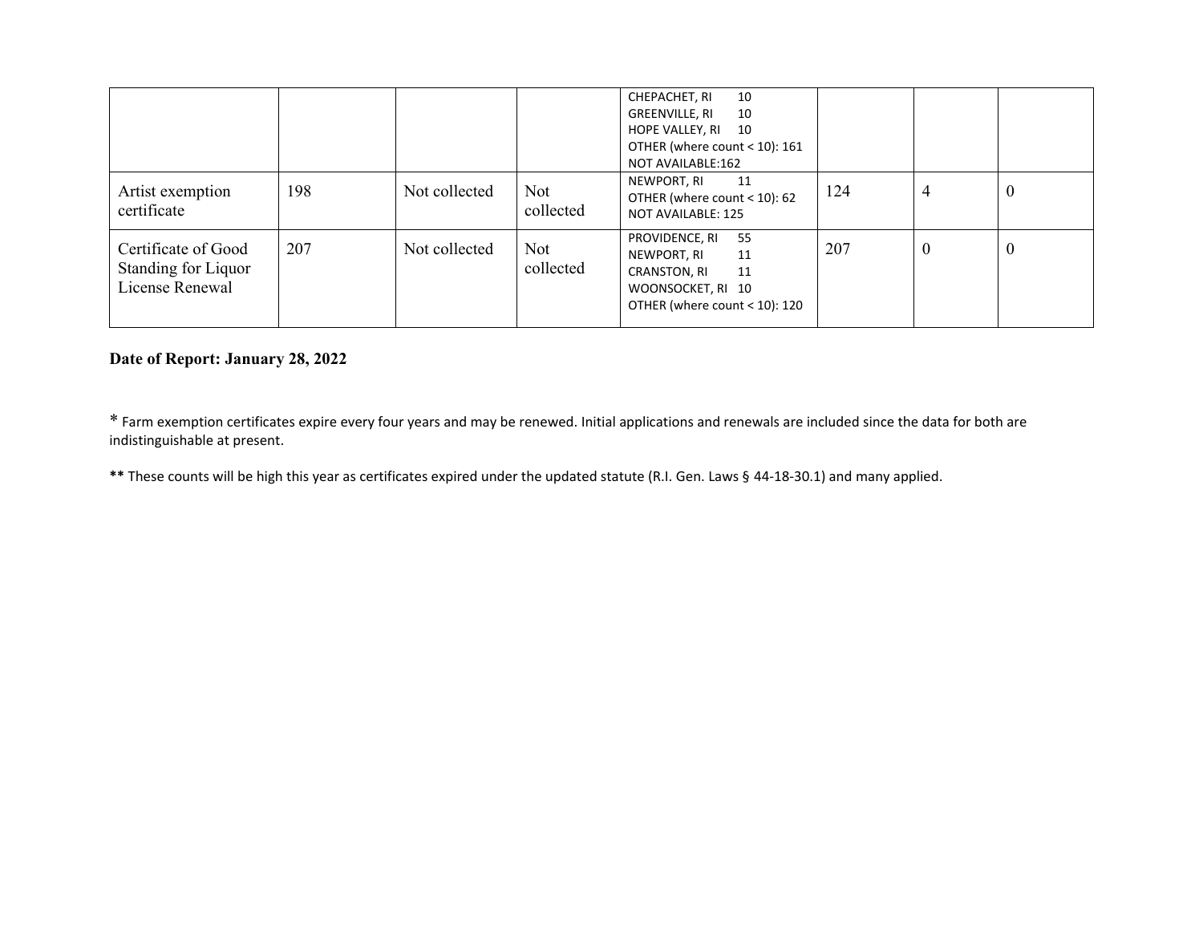| | | | | | | | |
|---|---|---|---|---|---|---|---|
| | | | | CHEPACHET, RI 10<br>GREENVILLE, RI 10<br>HOPE VALLEY, RI 10<br>OTHER (where count < 10): 161<br>NOT AVAILABLE:162 | | | |
| Artist exemption certificate | 198 | Not collected | Not collected | NEWPORT, RI 11<br>OTHER (where count < 10): 62<br>NOT AVAILABLE: 125 | 124 | 4 | 0 |
| Certificate of Good Standing for Liquor License Renewal | 207 | Not collected | Not collected | PROVIDENCE, RI 55<br>NEWPORT, RI 11<br>CRANSTON, RI 11<br>WOONSOCKET, RI 10<br>OTHER (where count < 10): 120 | 207 | 0 | 0 |

**Date of Report: January 28, 2022**

* Farm exemption certificates expire every four years and may be renewed. Initial applications and renewals are included since the data for both are indistinguishable at present.

**\*\*** These counts will be high this year as certificates expired under the updated statute (R.I. Gen. Laws § 44-18-30.1) and many applied.